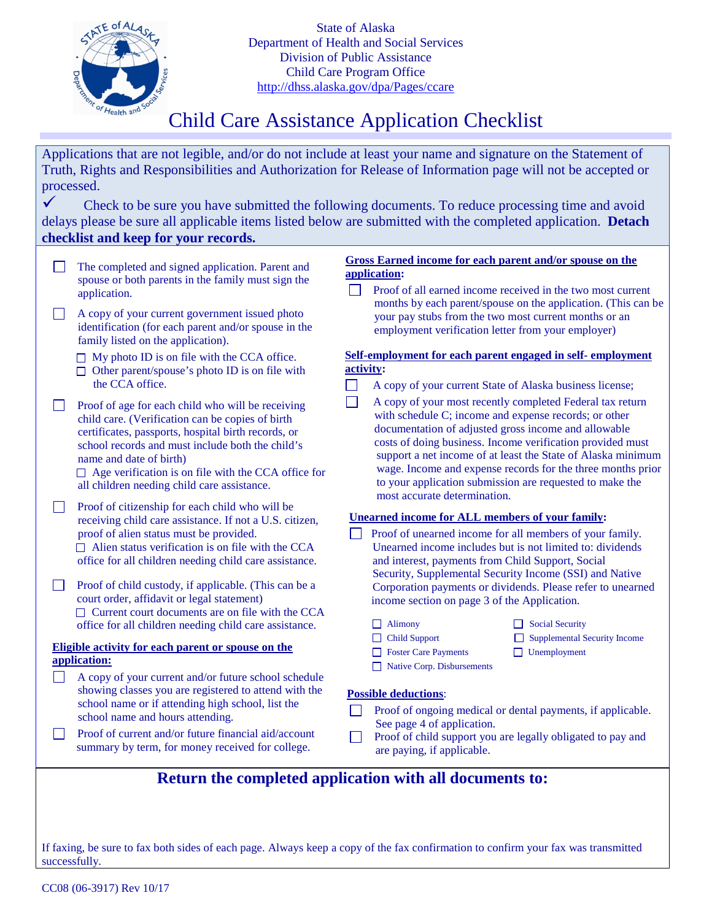State of Alaska
Department of Health and Social Services
Division of Public Assistance
Child Care Program Office
http://dhss.alaska.gov/dpa/Pages/ccare

# Child Care Assistance Application Checklist

Applications that are not legible, and/or do not include at least your name and signature on the Statement of Truth, Rights and Responsibilities and Authorization for Release of Information page will not be accepted or processed.

✓ Check to be sure you have submitted the following documents. To reduce processing time and avoid delays please be sure all applicable items listed below are submitted with the completed application. **Detach checklist and keep for your records.**

- ☐ The completed and signed application. Parent and spouse or both parents in the family must sign the application.
- ☐ A copy of your current government issued photo identification (for each parent and/or spouse in the family listed on the application).
  - ☐ My photo ID is on file with the CCA office.
  - ☐ Other parent/spouse's photo ID is on file with the CCA office.
- ☐ Proof of age for each child who will be receiving child care. (Verification can be copies of birth certificates, passports, hospital birth records, or school records and must include both the child's name and date of birth)
  - ☐ Age verification is on file with the CCA office for all children needing child care assistance.
- ☐ Proof of citizenship for each child who will be receiving child care assistance. If not a U.S. citizen, proof of alien status must be provided.
  - ☐ Alien status verification is on file with the CCA office for all children needing child care assistance.
- ☐ Proof of child custody, if applicable. (This can be a court order, affidavit or legal statement)
  - ☐ Current court documents are on file with the CCA office for all children needing child care assistance.

**Eligible activity for each parent or spouse on the application:**

- ☐ A copy of your current and/or future school schedule showing classes you are registered to attend with the school name or if attending high school, list the school name and hours attending.
- ☐ Proof of current and/or future financial aid/account summary by term, for money received for college.

**Gross Earned income for each parent and/or spouse on the application:**

- ☐ Proof of all earned income received in the two most current months by each parent/spouse on the application. (This can be your pay stubs from the two most current months or an employment verification letter from your employer)

**Self-employment for each parent engaged in self- employment activity:**

- ☐ A copy of your current State of Alaska business license;
- ☐ A copy of your most recently completed Federal tax return with schedule C; income and expense records; or other documentation of adjusted gross income and allowable costs of doing business. Income verification provided must support a net income of at least the State of Alaska minimum wage. Income and expense records for the three months prior to your application submission are requested to make the most accurate determination.

**Unearned income for ALL members of your family:**

- ☐ Proof of unearned income for all members of your family. Unearned income includes but is not limited to: dividends and interest, payments from Child Support, Social Security, Supplemental Security Income (SSI) and Native Corporation payments or dividends. Please refer to unearned income section on page 3 of the Application.
  - ☐ Alimony
  - ☐ Child Support
  - ☐ Foster Care Payments
  - ☐ Native Corp. Disbursements
  - ☐ Social Security
  - ☐ Supplemental Security Income
  - ☐ Unemployment

**Possible deductions:**

- ☐ Proof of ongoing medical or dental payments, if applicable. See page 4 of application.
- ☐ Proof of child support you are legally obligated to pay and are paying, if applicable.

## Return the completed application with all documents to:

If faxing, be sure to fax both sides of each page. Always keep a copy of the fax confirmation to confirm your fax was transmitted successfully.

CC08 (06-3917) Rev 10/17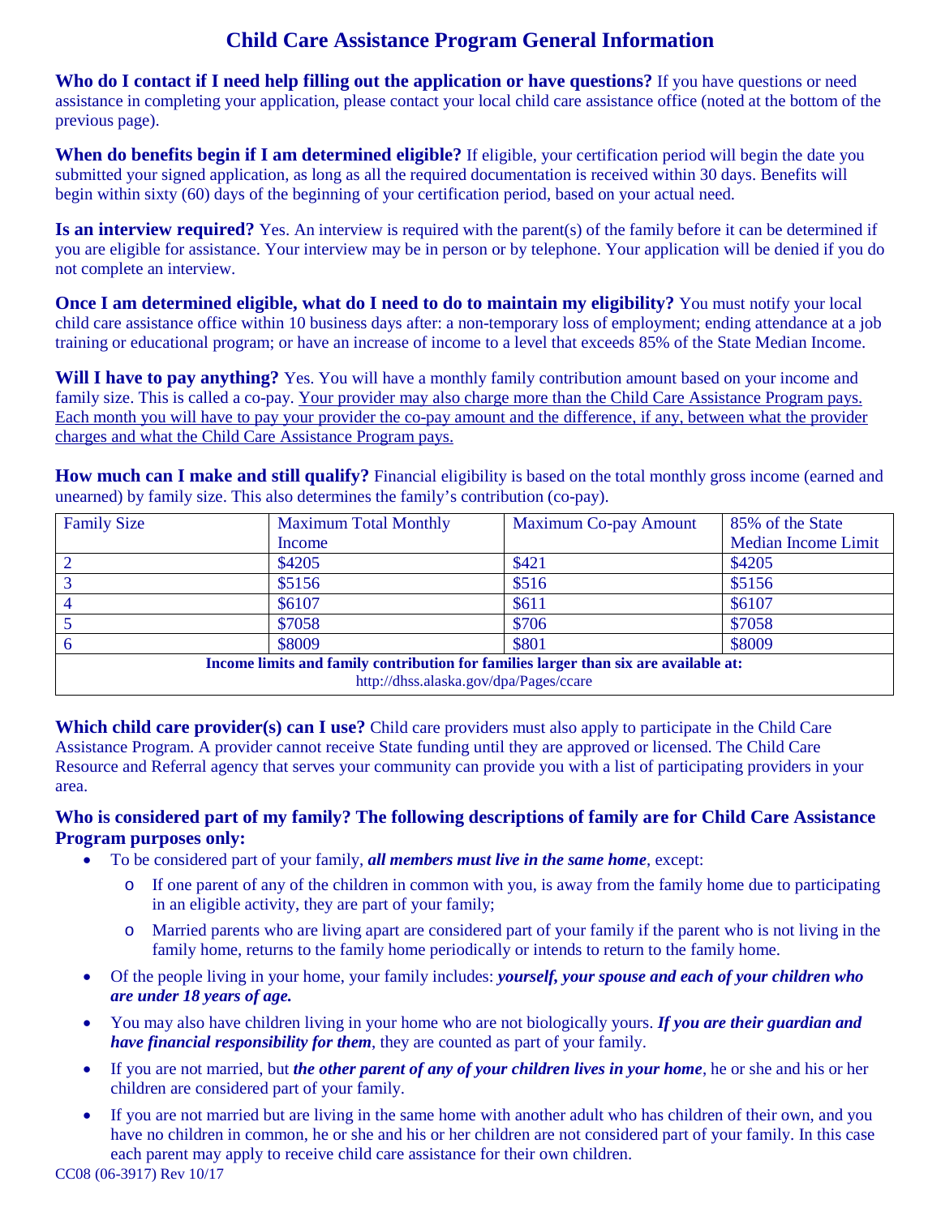# Child Care Assistance Program General Information

**Who do I contact if I need help filling out the application or have questions?** If you have questions or need assistance in completing your application, please contact your local child care assistance office (noted at the bottom of the previous page).

**When do benefits begin if I am determined eligible?** If eligible, your certification period will begin the date you submitted your signed application, as long as all the required documentation is received within 30 days. Benefits will begin within sixty (60) days of the beginning of your certification period, based on your actual need.

**Is an interview required?** Yes. An interview is required with the parent(s) of the family before it can be determined if you are eligible for assistance. Your interview may be in person or by telephone. Your application will be denied if you do not complete an interview.

**Once I am determined eligible, what do I need to do to maintain my eligibility?** You must notify your local child care assistance office within 10 business days after: a non-temporary loss of employment; ending attendance at a job training or educational program; or have an increase of income to a level that exceeds 85% of the State Median Income.

**Will I have to pay anything?** Yes. You will have a monthly family contribution amount based on your income and family size. This is called a co-pay. <u>Your provider may also charge more than the Child Care Assistance Program pays. Each month you will have to pay your provider the co-pay amount and the difference, if any, between what the provider charges and what the Child Care Assistance Program pays.</u>

**How much can I make and still qualify?** Financial eligibility is based on the total monthly gross income (earned and unearned) by family size. This also determines the family's contribution (co-pay).

| Family Size | Maximum Total Monthly Income | Maximum Co-pay Amount | 85% of the State Median Income Limit |
|---|---|---|---|
| 2 | $4205 | $421 | $4205 |
| 3 | $5156 | $516 | $5156 |
| 4 | $6107 | $611 | $6107 |
| 5 | $7058 | $706 | $7058 |
| 6 | $8009 | $801 | $8009 |
| **Income limits and family contribution for families larger than six are available at:** http://dhss.alaska.gov/dpa/Pages/ccare | | | |

**Which child care provider(s) can I use?** Child care providers must also apply to participate in the Child Care Assistance Program. A provider cannot receive State funding until they are approved or licensed. The Child Care Resource and Referral agency that serves your community can provide you with a list of participating providers in your area.

**Who is considered part of my family? The following descriptions of family are for Child Care Assistance Program purposes only:**

- To be considered part of your family, ***all members must live in the same home***, except:
  - If one parent of any of the children in common with you, is away from the family home due to participating in an eligible activity, they are part of your family;
  - Married parents who are living apart are considered part of your family if the parent who is not living in the family home, returns to the family home periodically or intends to return to the family home.
- Of the people living in your home, your family includes: ***yourself, your spouse and each of your children who are under 18 years of age.***
- You may also have children living in your home who are not biologically yours. ***If you are their guardian and have financial responsibility for them***, they are counted as part of your family.
- If you are not married, but ***the other parent of any of your children lives in your home***, he or she and his or her children are considered part of your family.
- If you are not married but are living in the same home with another adult who has children of their own, and you have no children in common, he or she and his or her children are not considered part of your family. In this case each parent may apply to receive child care assistance for their own children.

CC08 (06-3917) Rev 10/17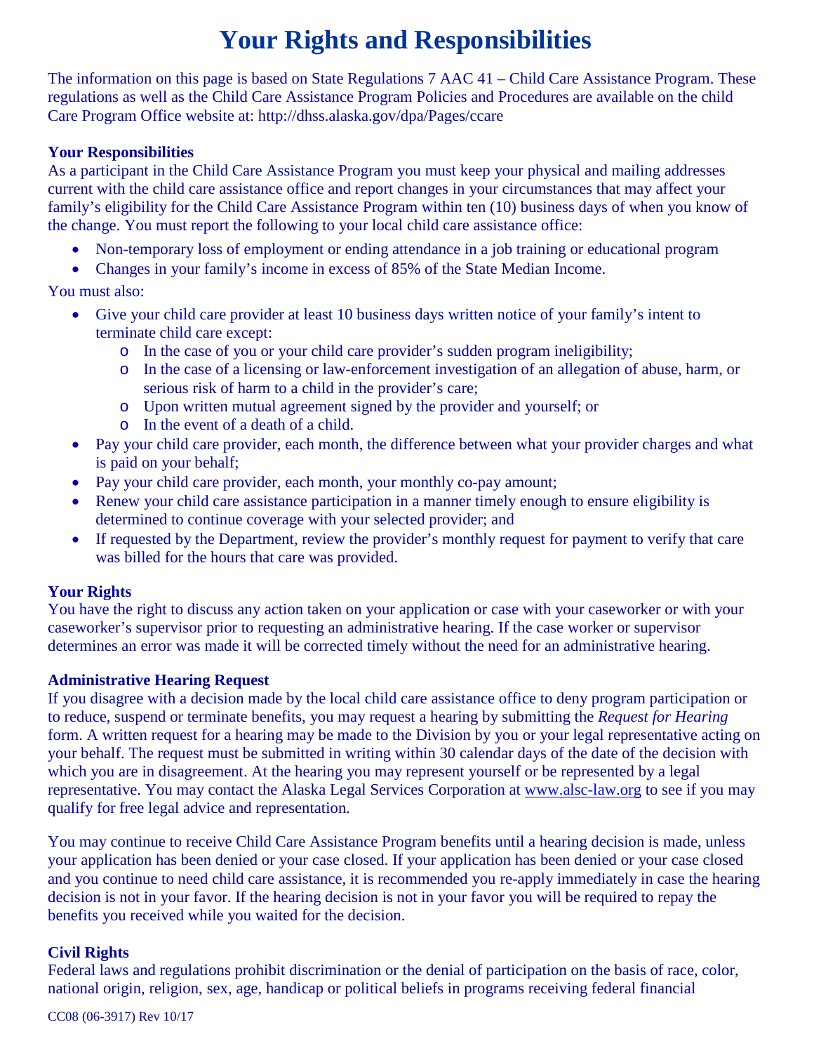# Your Rights and Responsibilities

The information on this page is based on State Regulations 7 AAC 41 – Child Care Assistance Program. These regulations as well as the Child Care Assistance Program Policies and Procedures are available on the child Care Program Office website at: http://dhss.alaska.gov/dpa/Pages/ccare

### Your Responsibilities

As a participant in the Child Care Assistance Program you must keep your physical and mailing addresses current with the child care assistance office and report changes in your circumstances that may affect your family's eligibility for the Child Care Assistance Program within ten (10) business days of when you know of the change. You must report the following to your local child care assistance office:

- Non-temporary loss of employment or ending attendance in a job training or educational program
- Changes in your family's income in excess of 85% of the State Median Income.

You must also:

- Give your child care provider at least 10 business days written notice of your family's intent to terminate child care except:
  - In the case of you or your child care provider's sudden program ineligibility;
  - In the case of a licensing or law-enforcement investigation of an allegation of abuse, harm, or serious risk of harm to a child in the provider's care;
  - Upon written mutual agreement signed by the provider and yourself; or
  - In the event of a death of a child.
- Pay your child care provider, each month, the difference between what your provider charges and what is paid on your behalf;
- Pay your child care provider, each month, your monthly co-pay amount;
- Renew your child care assistance participation in a manner timely enough to ensure eligibility is determined to continue coverage with your selected provider; and
- If requested by the Department, review the provider's monthly request for payment to verify that care was billed for the hours that care was provided.

### Your Rights

You have the right to discuss any action taken on your application or case with your caseworker or with your caseworker's supervisor prior to requesting an administrative hearing. If the case worker or supervisor determines an error was made it will be corrected timely without the need for an administrative hearing.

### Administrative Hearing Request

If you disagree with a decision made by the local child care assistance office to deny program participation or to reduce, suspend or terminate benefits, you may request a hearing by submitting the *Request for Hearing* form. A written request for a hearing may be made to the Division by you or your legal representative acting on your behalf. The request must be submitted in writing within 30 calendar days of the date of the decision with which you are in disagreement. At the hearing you may represent yourself or be represented by a legal representative. You may contact the Alaska Legal Services Corporation at www.alsc-law.org to see if you may qualify for free legal advice and representation.

You may continue to receive Child Care Assistance Program benefits until a hearing decision is made, unless your application has been denied or your case closed. If your application has been denied or your case closed and you continue to need child care assistance, it is recommended you re-apply immediately in case the hearing decision is not in your favor. If the hearing decision is not in your favor you will be required to repay the benefits you received while you waited for the decision.

### Civil Rights

Federal laws and regulations prohibit discrimination or the denial of participation on the basis of race, color, national origin, religion, sex, age, handicap or political beliefs in programs receiving federal financial

CC08 (06-3917) Rev 10/17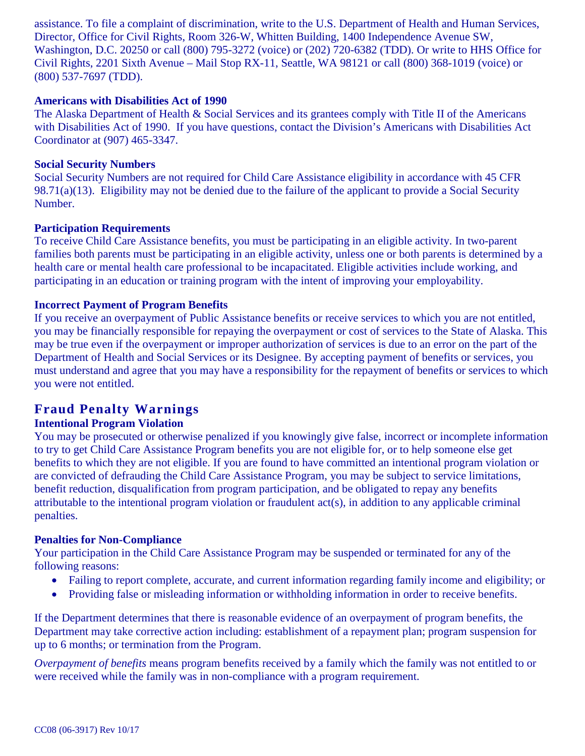assistance. To file a complaint of discrimination, write to the U.S. Department of Health and Human Services, Director, Office for Civil Rights, Room 326-W, Whitten Building, 1400 Independence Avenue SW, Washington, D.C. 20250 or call (800) 795-3272 (voice) or (202) 720-6382 (TDD). Or write to HHS Office for Civil Rights, 2201 Sixth Avenue – Mail Stop RX-11, Seattle, WA 98121 or call (800) 368-1019 (voice) or (800) 537-7697 (TDD).

**Americans with Disabilities Act of 1990**
The Alaska Department of Health & Social Services and its grantees comply with Title II of the Americans with Disabilities Act of 1990. If you have questions, contact the Division's Americans with Disabilities Act Coordinator at (907) 465-3347.

**Social Security Numbers**
Social Security Numbers are not required for Child Care Assistance eligibility in accordance with 45 CFR 98.71(a)(13). Eligibility may not be denied due to the failure of the applicant to provide a Social Security Number.

**Participation Requirements**
To receive Child Care Assistance benefits, you must be participating in an eligible activity. In two-parent families both parents must be participating in an eligible activity, unless one or both parents is determined by a health care or mental health care professional to be incapacitated. Eligible activities include working, and participating in an education or training program with the intent of improving your employability.

**Incorrect Payment of Program Benefits**
If you receive an overpayment of Public Assistance benefits or receive services to which you are not entitled, you may be financially responsible for repaying the overpayment or cost of services to the State of Alaska. This may be true even if the overpayment or improper authorization of services is due to an error on the part of the Department of Health and Social Services or its Designee. By accepting payment of benefits or services, you must understand and agree that you may have a responsibility for the repayment of benefits or services to which you were not entitled.

## Fraud Penalty Warnings

**Intentional Program Violation**
You may be prosecuted or otherwise penalized if you knowingly give false, incorrect or incomplete information to try to get Child Care Assistance Program benefits you are not eligible for, or to help someone else get benefits to which they are not eligible. If you are found to have committed an intentional program violation or are convicted of defrauding the Child Care Assistance Program, you may be subject to service limitations, benefit reduction, disqualification from program participation, and be obligated to repay any benefits attributable to the intentional program violation or fraudulent act(s), in addition to any applicable criminal penalties.

**Penalties for Non-Compliance**
Your participation in the Child Care Assistance Program may be suspended or terminated for any of the following reasons:

- Failing to report complete, accurate, and current information regarding family income and eligibility; or
- Providing false or misleading information or withholding information in order to receive benefits.

If the Department determines that there is reasonable evidence of an overpayment of program benefits, the Department may take corrective action including: establishment of a repayment plan; program suspension for up to 6 months; or termination from the Program.

*Overpayment of benefits* means program benefits received by a family which the family was not entitled to or were received while the family was in non-compliance with a program requirement.

CC08 (06-3917) Rev 10/17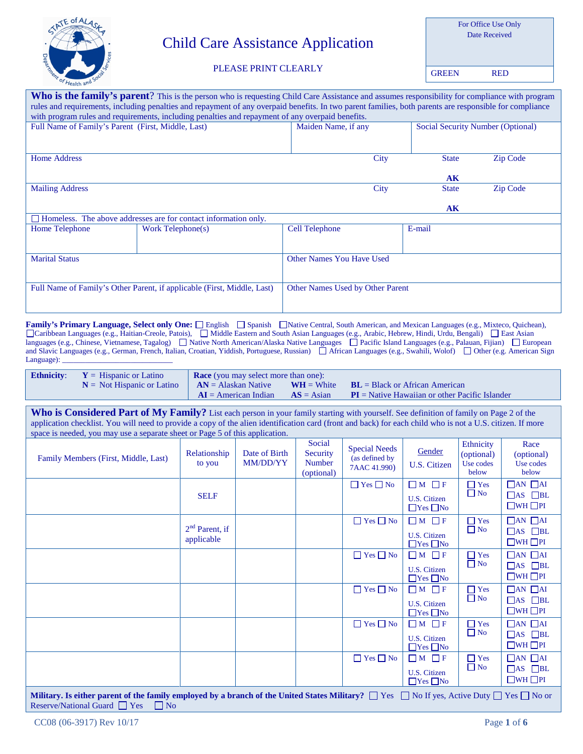# Child Care Assistance Application

PLEASE PRINT CLEARLY

| For Office Use Only<br>Date Received | |
|---|---|
| GREEN | RED |

**Who is the family's parent?** This is the person who is requesting Child Care Assistance and assumes responsibility for compliance with program rules and requirements, including penalties and repayment of any overpaid benefits. In two parent families, both parents are responsible for compliance with program rules and requirements, including penalties and repayment of any overpaid benefits.

| Full Name of Family's Parent (First, Middle, Last) | Maiden Name, if any | Social Security Number (Optional) | |
|---|---|---|---|
| Home Address | City | State<br>AK | Zip Code |
| Mailing Address | City | State<br>AK | Zip Code |

☐ Homeless. The above addresses are for contact information only.

| Home Telephone | Work Telephone(s) | Cell Telephone | E-mail |
|---|---|---|---|
| Marital Status | | Other Names You Have Used | |
| Full Name of Family's Other Parent, if applicable (First, Middle, Last) | | Other Names Used by Other Parent | |

**Family's Primary Language, Select only One:** ☐ English ☐ Spanish ☐ Native Central, South American, and Mexican Languages (e.g., Mixteco, Quichean), ☐ Caribbean Languages (e.g., Haitian-Creole, Patois), ☐ Middle Eastern and South Asian Languages (e.g., Arabic, Hebrew, Hindi, Urdu, Bengali) ☐ East Asian languages (e.g., Chinese, Vietnamese, Tagalog) ☐ Native North American/Alaska Native Languages ☐ Pacific Island Languages (e.g., Palauan, Fijian) ☐ European and Slavic Languages (e.g., German, French, Italian, Croatian, Yiddish, Portuguese, Russian) ☐ African Languages (e.g., Swahili, Wolof) ☐ Other (e.g. American Sign Language): _______________________

**Ethnicity**: **Y** = Hispanic or Latino; **N** = Not Hispanic or Latino

**Race** (you may select more than one): **AN** = Alaskan Native; **WH** = White; **BL** = Black or African American; **AI** = American Indian; **AS** = Asian; **PI** = Native Hawaiian or other Pacific Islander

**Who is Considered Part of My Family?** List each person in your family starting with yourself. See definition of family on Page 2 of the application checklist. You will need to provide a copy of the alien identification card (front and back) for each child who is not a U.S. citizen. If more space is needed, you may use a separate sheet or Page 5 of this application.

| Family Members (First, Middle, Last) | Relationship to you | Date of Birth MM/DD/YY | Social Security Number (optional) | Special Needs (as defined by 7AAC 41.990) | Gender<br>U.S. Citizen | Ethnicity (optional) Use codes below | Race (optional) Use codes below |
|---|---|---|---|---|---|---|---|
| | SELF | | | ☐ Yes ☐ No | ☐ M ☐ F<br>U.S. Citizen ☐ Yes ☐ No | ☐ Yes ☐ No | ☐ AN ☐ AI ☐ AS ☐ BL ☐ WH ☐ PI |
| | 2nd Parent, if applicable | | | ☐ Yes ☐ No | ☐ M ☐ F<br>U.S. Citizen ☐ Yes ☐ No | ☐ Yes ☐ No | ☐ AN ☐ AI ☐ AS ☐ BL ☐ WH ☐ PI |
| | | | | ☐ Yes ☐ No | ☐ M ☐ F<br>U.S. Citizen ☐ Yes ☐ No | ☐ Yes ☐ No | ☐ AN ☐ AI ☐ AS ☐ BL ☐ WH ☐ PI |
| | | | | ☐ Yes ☐ No | ☐ M ☐ F<br>U.S. Citizen ☐ Yes ☐ No | ☐ Yes ☐ No | ☐ AN ☐ AI ☐ AS ☐ BL ☐ WH ☐ PI |
| | | | | ☐ Yes ☐ No | ☐ M ☐ F<br>U.S. Citizen ☐ Yes ☐ No | ☐ Yes ☐ No | ☐ AN ☐ AI ☐ AS ☐ BL ☐ WH ☐ PI |
| | | | | ☐ Yes ☐ No | ☐ M ☐ F<br>U.S. Citizen ☐ Yes ☐ No | ☐ Yes ☐ No | ☐ AN ☐ AI ☐ AS ☐ BL ☐ WH ☐ PI |

**Military. Is either parent of the family employed by a branch of the United States Military?** ☐ Yes ☐ No If yes, Active Duty ☐ Yes ☐ No or Reserve/National Guard ☐ Yes ☐ No

CC08 (06-3917) Rev 10/17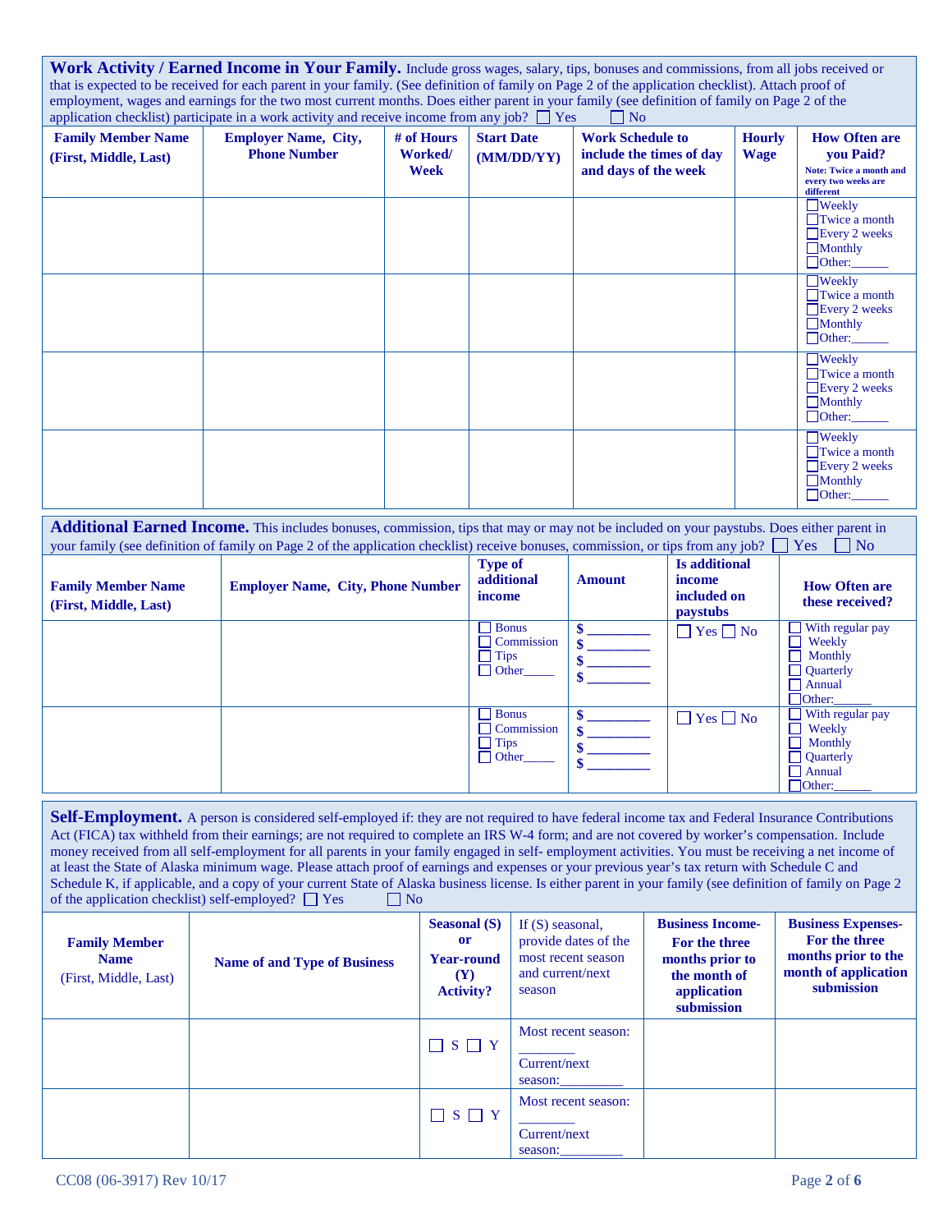**Work Activity / Earned Income in Your Family.** Include gross wages, salary, tips, bonuses and commissions, from all jobs received or that is expected to be received for each parent in your family. (See definition of family on Page 2 of the application checklist). Attach proof of employment, wages and earnings for the two most current months. Does either parent in your family (see definition of family on Page 2 of the application checklist) participate in a work activity and receive income from any job? ☐ Yes ☐ No

| Family Member Name (First, Middle, Last) | Employer Name, City, Phone Number | # of Hours Worked/ Week | Start Date (MM/DD/YY) | Work Schedule to include the times of day and days of the week | Hourly Wage | How Often are you Paid? Note: Twice a month and every two weeks are different |
|---|---|---|---|---|---|---|
| | | | | | | ☐Weekly ☐Twice a month ☐Every 2 weeks ☐Monthly ☐Other:______ |
| | | | | | | ☐Weekly ☐Twice a month ☐Every 2 weeks ☐Monthly ☐Other:______ |
| | | | | | | ☐Weekly ☐Twice a month ☐Every 2 weeks ☐Monthly ☐Other:______ |
| | | | | | | ☐Weekly ☐Twice a month ☐Every 2 weeks ☐Monthly ☐Other:______ |

**Additional Earned Income.** This includes bonuses, commission, tips that may or may not be included on your paystubs. Does either parent in your family (see definition of family on Page 2 of the application checklist) receive bonuses, commission, or tips from any job? ☐ Yes ☐ No

| Family Member Name (First, Middle, Last) | Employer Name, City, Phone Number | Type of additional income | Amount | Is additional income included on paystubs | How Often are these received? |
|---|---|---|---|---|---|
| | | ☐ Bonus ☐ Commission ☐ Tips ☐ Other_____ | $ _________ $ _________ $ _________ $ _________ | ☐ Yes ☐ No | ☐ With regular pay ☐ Weekly ☐ Monthly ☐ Quarterly ☐ Annual ☐Other:______ |
| | | ☐ Bonus ☐ Commission ☐ Tips ☐ Other_____ | $ _________ $ _________ $ _________ $ _________ | ☐ Yes ☐ No | ☐ With regular pay ☐ Weekly ☐ Monthly ☐ Quarterly ☐ Annual ☐Other:______ |

**Self-Employment.** A person is considered self-employed if: they are not required to have federal income tax and Federal Insurance Contributions Act (FICA) tax withheld from their earnings; are not required to complete an IRS W-4 form; and are not covered by worker's compensation. Include money received from all self-employment for all parents in your family engaged in self- employment activities. You must be receiving a net income of at least the State of Alaska minimum wage. Please attach proof of earnings and expenses or your previous year's tax return with Schedule C and Schedule K, if applicable, and a copy of your current State of Alaska business license. Is either parent in your family (see definition of family on Page 2 of the application checklist) self-employed? ☐ Yes ☐ No

| Family Member Name (First, Middle, Last) | Name of and Type of Business | Seasonal (S) or Year-round (Y) Activity? | If (S) seasonal, provide dates of the most recent season and current/next season | Business Income- For the three months prior to the month of application submission | Business Expenses- For the three months prior to the month of application submission |
|---|---|---|---|---|---|
| | | ☐ S ☐ Y | Most recent season: ________ Current/next season:_________ | | |
| | | ☐ S ☐ Y | Most recent season: ________ Current/next season:_________ | | |

CC08 (06-3917) Rev 10/17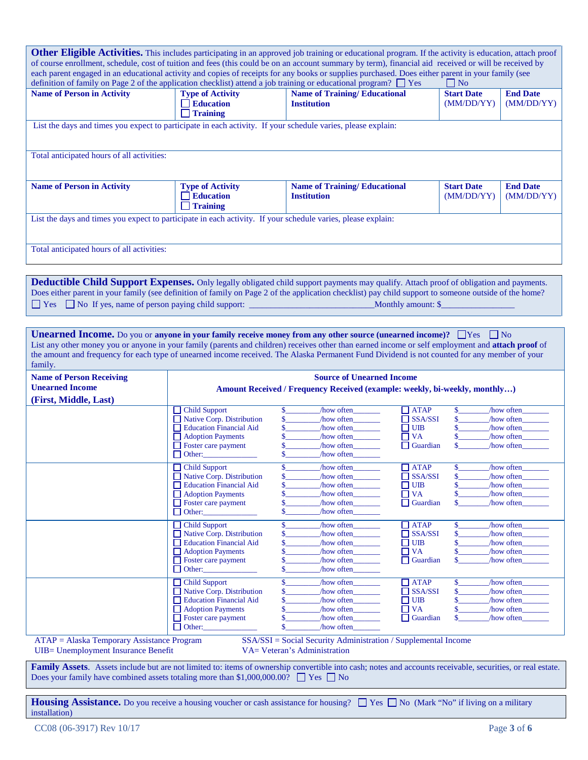**Other Eligible Activities.** This includes participating in an approved job training or educational program. If the activity is education, attach proof of course enrollment, schedule, cost of tuition and fees (this could be on an account summary by term), financial aid received or will be received by each parent engaged in an educational activity and copies of receipts for any books or supplies purchased. Does either parent in your family (see definition of family on Page 2 of the application checklist) attend a job training or educational program? ☐ Yes ☐ No

| Name of Person in Activity | Type of Activity | Name of Training/ Educational Institution | Start Date (MM/DD/YY) | End Date (MM/DD/YY) |
|---|---|---|---|---|
| | ☐ Education ☐ Training | | | |

List the days and times you expect to participate in each activity. If your schedule varies, please explain:

Total anticipated hours of all activities:

| Name of Person in Activity | Type of Activity | Name of Training/ Educational Institution | Start Date (MM/DD/YY) | End Date (MM/DD/YY) |
|---|---|---|---|---|
| | ☐ Education ☐ Training | | | |

List the days and times you expect to participate in each activity. If your schedule varies, please explain:

Total anticipated hours of all activities:

**Deductible Child Support Expenses.** Only legally obligated child support payments may qualify. Attach proof of obligation and payments. Does either parent in your family (see definition of family on Page 2 of the application checklist) pay child support to someone outside of the home?
☐ Yes ☐ No If yes, name of person paying child support: ____________________________Monthly amount: $________________

**Unearned Income.** Do you or **anyone in your family receive money from any other source (unearned income)?** ☐Yes ☐ No
List any other money you or anyone in your family (parents and children) receives other than earned income or self employment and **attach proof** of the amount and frequency for each type of unearned income received. The Alaska Permanent Fund Dividend is not counted for any member of your family.

| Name of Person Receiving Unearned Income (First, Middle, Last) | Source of Unearned Income — Amount Received / Frequency Received (example: weekly, bi-weekly, monthly…) | | | |
|---|---|---|---|---|
| | ☐ Child Support | $________/how often______ | ☐ ATAP | $_______/how often______ |
| | ☐ Native Corp. Distribution | $________/how often______ | ☐ SSA/SSI | $_______/how often______ |
| | ☐ Education Financial Aid | $________/how often______ | ☐ UIB | $_______/how often______ |
| | ☐ Adoption Payments | $________/how often______ | ☐ VA | $_______/how often______ |
| | ☐ Foster care payment | $________/how often______ | ☐ Guardian | $_______/how often______ |
| | ☐ Other:____________ | $________/how often______ | | |
| | ☐ Child Support | $________/how often______ | ☐ ATAP | $_______/how often______ |
| | ☐ Native Corp. Distribution | $________/how often______ | ☐ SSA/SSI | $_______/how often______ |
| | ☐ Education Financial Aid | $________/how often______ | ☐ UIB | $_______/how often______ |
| | ☐ Adoption Payments | $________/how often______ | ☐ VA | $_______/how often______ |
| | ☐ Foster care payment | $________/how often______ | ☐ Guardian | $_______/how often______ |
| | ☐ Other:____________ | $________/how often______ | | |
| | ☐ Child Support | $________/how often______ | ☐ ATAP | $_______/how often______ |
| | ☐ Native Corp. Distribution | $________/how often______ | ☐ SSA/SSI | $_______/how often______ |
| | ☐ Education Financial Aid | $________/how often______ | ☐ UIB | $_______/how often______ |
| | ☐ Adoption Payments | $________/how often______ | ☐ VA | $_______/how often______ |
| | ☐ Foster care payment | $________/how often______ | ☐ Guardian | $_______/how often______ |
| | ☐ Other:____________ | $________/how often______ | | |
| | ☐ Child Support | $________/how often______ | ☐ ATAP | $_______/how often______ |
| | ☐ Native Corp. Distribution | $________/how often______ | ☐ SSA/SSI | $_______/how often______ |
| | ☐ Education Financial Aid | $________/how often______ | ☐ UIB | $_______/how often______ |
| | ☐ Adoption Payments | $________/how often______ | ☐ VA | $_______/how often______ |
| | ☐ Foster care payment | $________/how often______ | ☐ Guardian | $_______/how often______ |
| | ☐ Other:____________ | $________/how often______ | | |

ATAP = Alaska Temporary Assistance Program
SSA/SSI = Social Security Administration / Supplemental Income
UIB= Unemployment Insurance Benefit
VA= Veteran's Administration

**Family Assets**. Assets include but are not limited to: items of ownership convertible into cash; notes and accounts receivable, securities, or real estate. Does your family have combined assets totaling more than $1,000,000.00? ☐ Yes ☐ No

**Housing Assistance.** Do you receive a housing voucher or cash assistance for housing? ☐ Yes ☐ No (Mark "No" if living on a military installation)

CC08 (06-3917) Rev 10/17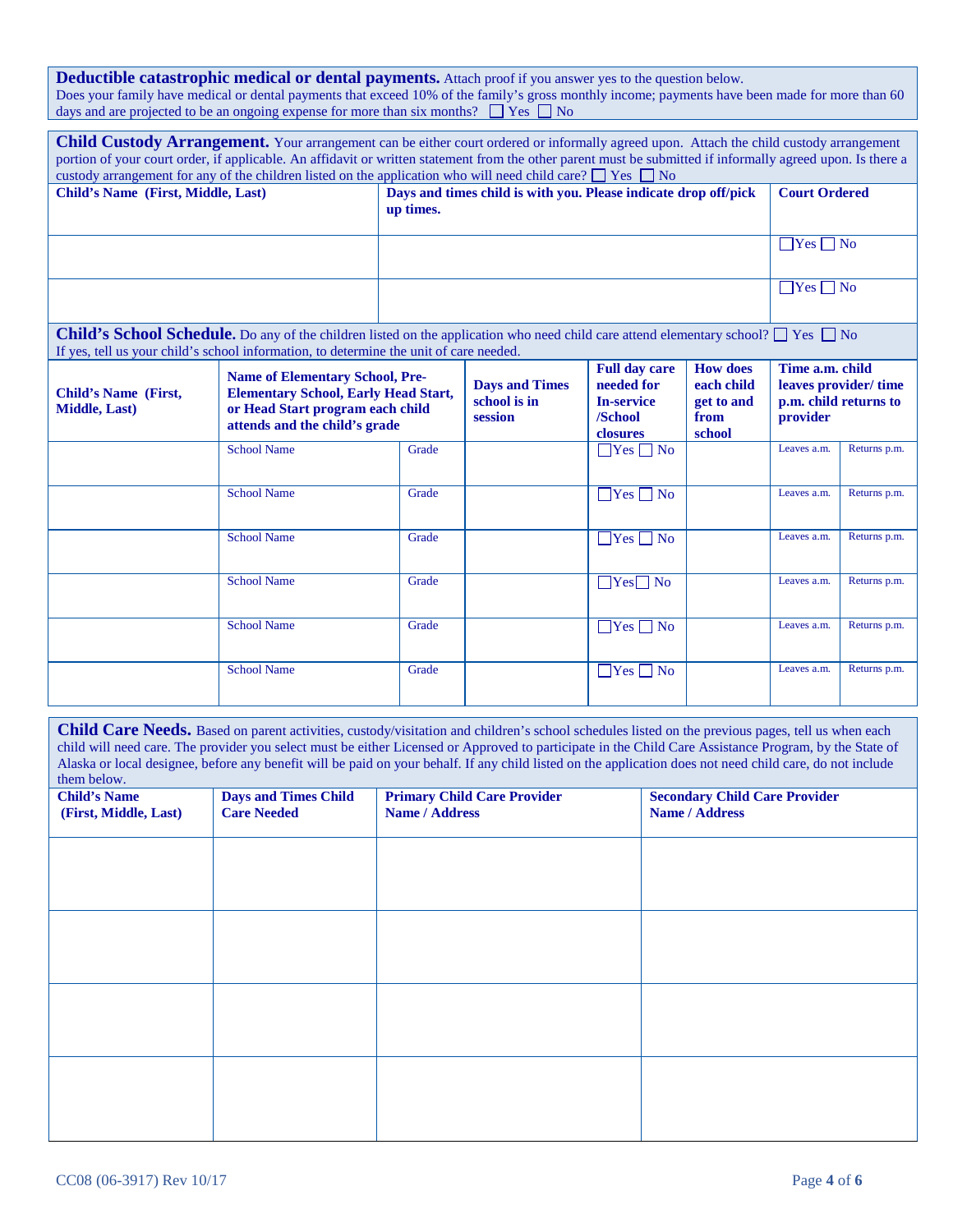**Deductible catastrophic medical or dental payments.** Attach proof if you answer yes to the question below.
Does your family have medical or dental payments that exceed 10% of the family's gross monthly income; payments have been made for more than 60 days and are projected to be an ongoing expense for more than six months? ☐ Yes ☐ No

**Child Custody Arrangement.** Your arrangement can be either court ordered or informally agreed upon. Attach the child custody arrangement portion of your court order, if applicable. An affidavit or written statement from the other parent must be submitted if informally agreed upon. Is there a custody arrangement for any of the children listed on the application who will need child care? ☐ Yes ☐ No

| Child's Name (First, Middle, Last) | Days and times child is with you. Please indicate drop off/pick up times. | Court Ordered |
|---|---|---|
| | | ☐Yes ☐ No |
| | | ☐Yes ☐ No |

**Child's School Schedule.** Do any of the children listed on the application who need child care attend elementary school? ☐ Yes ☐ No
If yes, tell us your child's school information, to determine the unit of care needed.

| Child's Name (First, Middle, Last) | Name of Elementary School, Pre-Elementary School, Early Head Start, or Head Start program each child attends and the child's grade | | Days and Times school is in session | Full day care needed for In-service /School closures | How does each child get to and from school | Time a.m. child leaves provider/ time p.m. child returns to provider | |
|---|---|---|---|---|---|---|---|
| | School Name | Grade | | ☐Yes ☐ No | | Leaves a.m. | Returns p.m. |
| | School Name | Grade | | ☐Yes ☐ No | | Leaves a.m. | Returns p.m. |
| | School Name | Grade | | ☐Yes ☐ No | | Leaves a.m. | Returns p.m. |
| | School Name | Grade | | ☐Yes ☐ No | | Leaves a.m. | Returns p.m. |
| | School Name | Grade | | ☐Yes ☐ No | | Leaves a.m. | Returns p.m. |
| | School Name | Grade | | ☐Yes ☐ No | | Leaves a.m. | Returns p.m. |

**Child Care Needs.** Based on parent activities, custody/visitation and children's school schedules listed on the previous pages, tell us when each child will need care. The provider you select must be either Licensed or Approved to participate in the Child Care Assistance Program, by the State of Alaska or local designee, before any benefit will be paid on your behalf. If any child listed on the application does not need child care, do not include them below.

| Child's Name (First, Middle, Last) | Days and Times Child Care Needed | Primary Child Care Provider Name / Address | Secondary Child Care Provider Name / Address |
|---|---|---|---|
| | | | |
| | | | |
| | | | |
| | | | |

CC08 (06-3917) Rev 10/17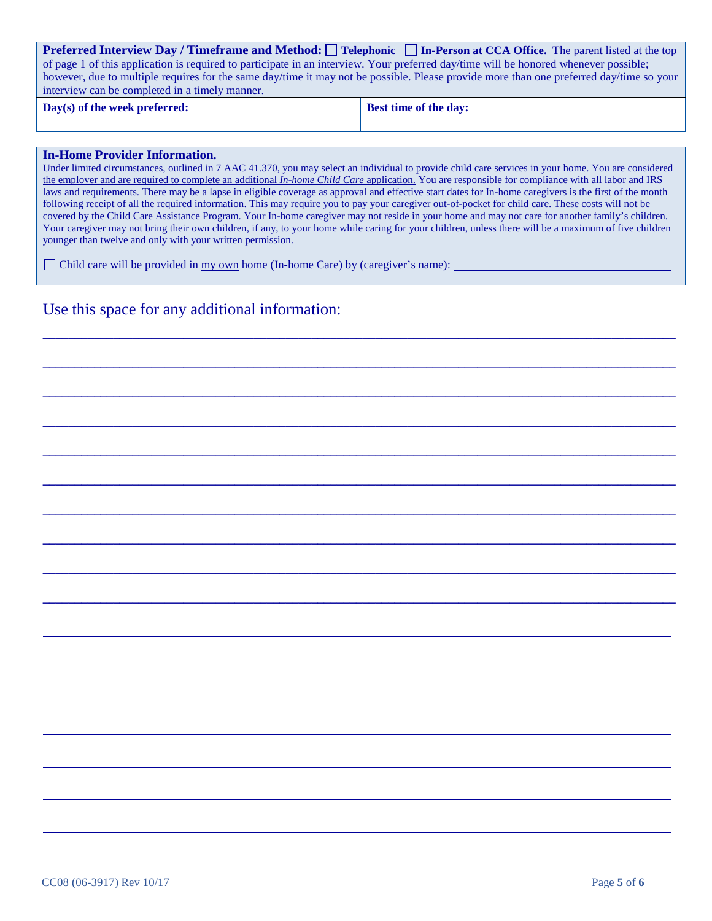**Preferred Interview Day / Timeframe and Method:** ☐ **Telephonic** ☐ **In-Person at CCA Office.** The parent listed at the top of page 1 of this application is required to participate in an interview. Your preferred day/time will be honored whenever possible; however, due to multiple requires for the same day/time it may not be possible. Please provide more than one preferred day/time so your interview can be completed in a timely manner.

| **Day(s) of the week preferred:** | **Best time of the day:** |
|---|---|
| | |

**In-Home Provider Information.**

Under limited circumstances, outlined in 7 AAC 41.370, you may select an individual to provide child care services in your home. You are considered the employer and are required to complete an additional *In-home Child Care* application. You are responsible for compliance with all labor and IRS laws and requirements. There may be a lapse in eligible coverage as approval and effective start dates for In-home caregivers is the first of the month following receipt of all the required information. This may require you to pay your caregiver out-of-pocket for child care. These costs will not be covered by the Child Care Assistance Program. Your In-home caregiver may not reside in your home and may not care for another family's children. Your caregiver may not bring their own children, if any, to your home while caring for your children, unless there will be a maximum of five children younger than twelve and only with your written permission.

☐ Child care will be provided in my own home (In-home Care) by (caregiver's name): ______________________________

Use this space for any additional information:

____________________________________________________________________________________

____________________________________________________________________________________

____________________________________________________________________________________

____________________________________________________________________________________

____________________________________________________________________________________

____________________________________________________________________________________

____________________________________________________________________________________

____________________________________________________________________________________

____________________________________________________________________________________

____________________________________________________________________________________

____________________________________________________________________________________

____________________________________________________________________________________

____________________________________________________________________________________

____________________________________________________________________________________

____________________________________________________________________________________

____________________________________________________________________________________

____________________________________________________________________________________

CC08 (06-3917) Rev 10/17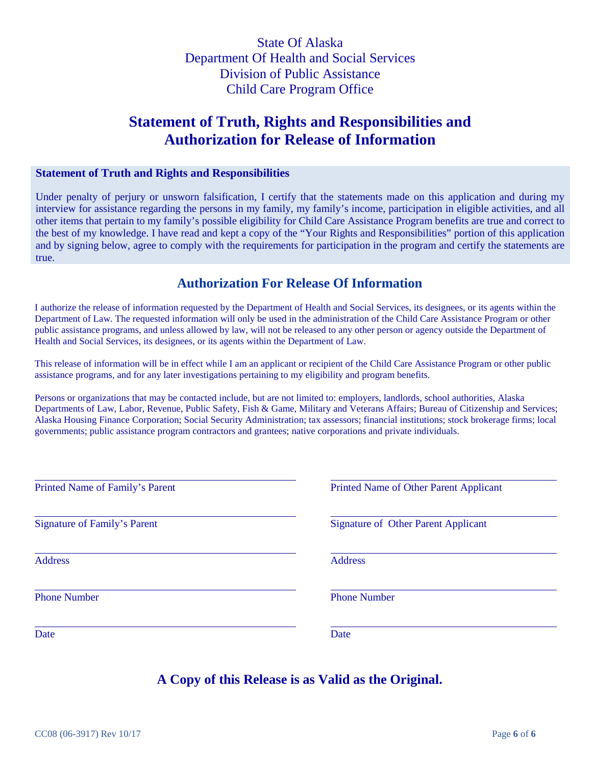State Of Alaska
Department Of Health and Social Services
Division of Public Assistance
Child Care Program Office

# Statement of Truth, Rights and Responsibilities and Authorization for Release of Information

## Statement of Truth and Rights and Responsibilities

Under penalty of perjury or unsworn falsification, I certify that the statements made on this application and during my interview for assistance regarding the persons in my family, my family's income, participation in eligible activities, and all other items that pertain to my family's possible eligibility for Child Care Assistance Program benefits are true and correct to the best of my knowledge. I have read and kept a copy of the "Your Rights and Responsibilities" portion of this application and by signing below, agree to comply with the requirements for participation in the program and certify the statements are true.

## Authorization For Release Of Information

I authorize the release of information requested by the Department of Health and Social Services, its designees, or its agents within the Department of Law. The requested information will only be used in the administration of the Child Care Assistance Program or other public assistance programs, and unless allowed by law, will not be released to any other person or agency outside the Department of Health and Social Services, its designees, or its agents within the Department of Law.

This release of information will be in effect while I am an applicant or recipient of the Child Care Assistance Program or other public assistance programs, and for any later investigations pertaining to my eligibility and program benefits.

Persons or organizations that may be contacted include, but are not limited to: employers, landlords, school authorities, Alaska Departments of Law, Labor, Revenue, Public Safety, Fish & Game, Military and Veterans Affairs; Bureau of Citizenship and Services; Alaska Housing Finance Corporation; Social Security Administration; tax assessors; financial institutions; stock brokerage firms; local governments; public assistance program contractors and grantees; native corporations and private individuals.

| | |
|---|---|
| Printed Name of Family's Parent | Printed Name of Other Parent Applicant |
| Signature of Family's Parent | Signature of Other Parent Applicant |
| Address | Address |
| Phone Number | Phone Number |
| Date | Date |

**A Copy of this Release is as Valid as the Original.**

CC08 (06-3917) Rev 10/17